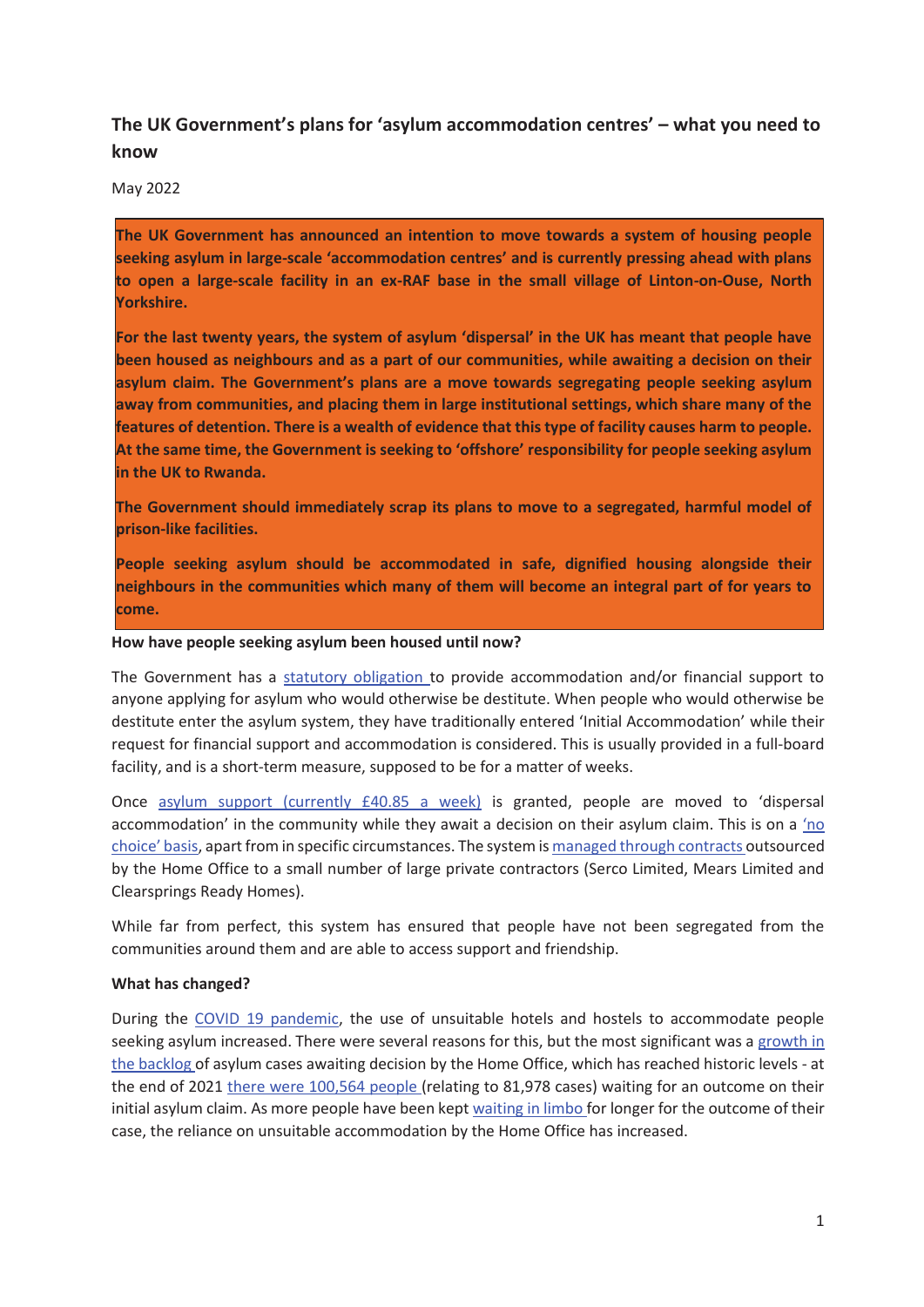# The UK Government's plans for 'asylum accommodation centres' – what you need to know

May 2022

**The UK Government has announced an intention to move towards a system of housing people seeking asylum in large-scale 'accommodation centres' and is currently pressing ahead with plans to open a large-scale facility in an ex-RAF base in the small village of Linton-on-Ouse, North Yorkshire.**

**For the last twenty years, the system of asylum 'dispersal' in the UK has meant that people have been housed as neighbours and as a part of our communities, while awaiting a decision on their asylum claim. The Government's plans are a move towards segregating people seeking asylum away from communities, and placing them in large institutional settings, which share many of the features of detention. There is a wealth of evidence that this type of facility causes harm to people. At the same time, the Government is seeking to 'offshore' responsibility for people seeking asylum in the UK to Rwanda.**

**The Government should immediately scrap its plans to move to a segregated, harmful model of prison-like facilities.**

**People seeking asylum should be accommodated in safe, dignified housing alongside their neighbours in the communities which many of them will become an integral part of for years to come.**

**How have people seeking asylum been housed until now?**

The Government has a statutory obligation to provide accommodation and/or financial support to anyone applying for asylum who would otherwise be destitute. When people who would otherwise be destitute enter the asylum system, they have traditionally entered 'Initial Accommodation' while their request for financial support and accommodation is considered. This is usually provided in a full-board facility, and is a short-term measure, supposed to be for a matter of weeks.

Once asylum support (currently £40.85 a week) is granted, people are moved to 'dispersal accommodation' in the community while they await a decision on their asylum claim. This is on a 'no choice' basis, apart from in specific circumstances. The system is managed through contracts outsourced by the Home Office to a small number of large private contractors (Serco Limited, Mears Limited and Clearsprings Ready Homes).

While far from perfect, this system has ensured that people have not been segregated from the communities around them and are able to access support and friendship.

**What has changed?**

During the COVID 19 pandemic, the use of unsuitable hotels and hostels to accommodate people seeking asylum increased. There were several reasons for this, but the most significant was a growth in the backlog of asylum cases awaiting decision by the Home Office, which has reached historic levels - at the end of 2021 there were 100,564 people (relating to 81,978 cases) waiting for an outcome on their initial asylum claim. As more people have been kept waiting in limbo for longer for the outcome of their case, the reliance on unsuitable accommodation by the Home Office has increased.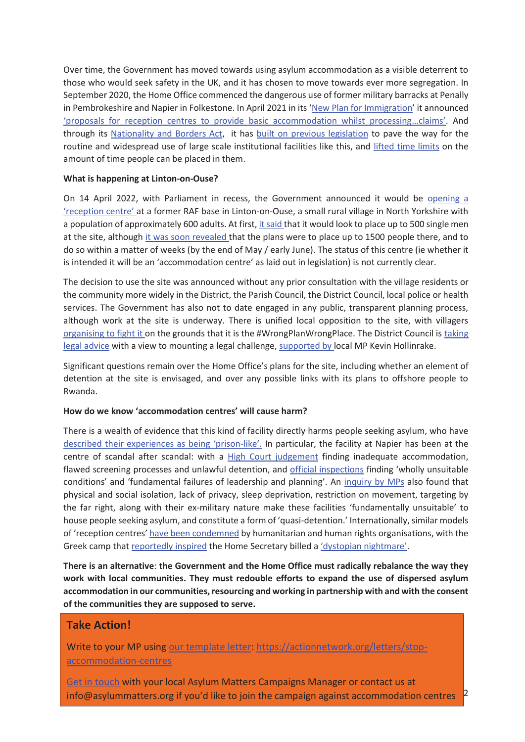Over time, the Government has moved towards using asylum accommodation as a visible deterrent to those who would seek safety in the UK, and it has chosen to move towards ever more segregation. In September 2020, the Home Office commenced the dangerous use of former military barracks at Penally in Pembrokeshire and Napier in Folkestone. In April 2021 in its 'New Plan for Immigration' it announced 'proposals for reception centres to provide basic accommodation whilst processing…claims'. And through its Nationality and Borders Act, it has built on previous legislation to pave the way for the routine and widespread use of large scale institutional facilities like this, and lifted time limits on the amount of time people can be placed in them.

**What is happening at Linton-on-Ouse?**

On 14 April 2022, with Parliament in recess, the Government announced it would be opening a 'reception centre' at a former RAF base in Linton-on-Ouse, a small rural village in North Yorkshire with a population of approximately 600 adults. At first, it said that it would look to place up to 500 single men at the site, although it was soon revealed that the plans were to place up to 1500 people there, and to do so within a matter of weeks (by the end of May / early June). The status of this centre (ie whether it is intended it will be an 'accommodation centre' as laid out in legislation) is not currently clear.

The decision to use the site was announced without any prior consultation with the village residents or the community more widely in the District, the Parish Council, the District Council, local police or health services. The Government has also not to date engaged in any public, transparent planning process, although work at the site is underway. There is unified local opposition to the site, with villagers organising to fight it on the grounds that it is the #WrongPlanWrongPlace. The District Council is taking legal advice with a view to mounting a legal challenge, supported by local MP Kevin Hollinrake.

Significant questions remain over the Home Office's plans for the site, including whether an element of detention at the site is envisaged, and over any possible links with its plans to offshore people to Rwanda.

**How do we know 'accommodation centres' will cause harm?**

There is a wealth of evidence that this kind of facility directly harms people seeking asylum, who have described their experiences as being 'prison-like'. In particular, the facility at Napier has been at the centre of scandal after scandal: with a High Court judgement finding inadequate accommodation, flawed screening processes and unlawful detention, and official inspections finding 'wholly unsuitable conditions' and 'fundamental failures of leadership and planning'. An inquiry by MPs also found that physical and social isolation, lack of privacy, sleep deprivation, restriction on movement, targeting by the far right, along with their ex-military nature make these facilities 'fundamentally unsuitable' to house people seeking asylum, and constitute a form of 'quasi-detention.' Internationally, similar models of 'reception centres' have been condemned by humanitarian and human rights organisations, with the Greek camp that reportedly inspired the Home Secretary billed a 'dystopian nightmare'.

**There is an alternative**: **the Government and the Home Office must radically rebalance the way they work with local communities. They must redouble efforts to expand the use of dispersed asylum accommodation in our communities, resourcing and working in partnership with and with the consent of the communities they are supposed to serve.**

## Take Action!

Write to your MP using our template letter: https://actionnetwork.org/letters/stop-accommodation-centres

Get in touch with your local Asylum Matters Campaigns Manager or contact us at info@asylummatters.org if you'd like to join the campaign against accommodation centres